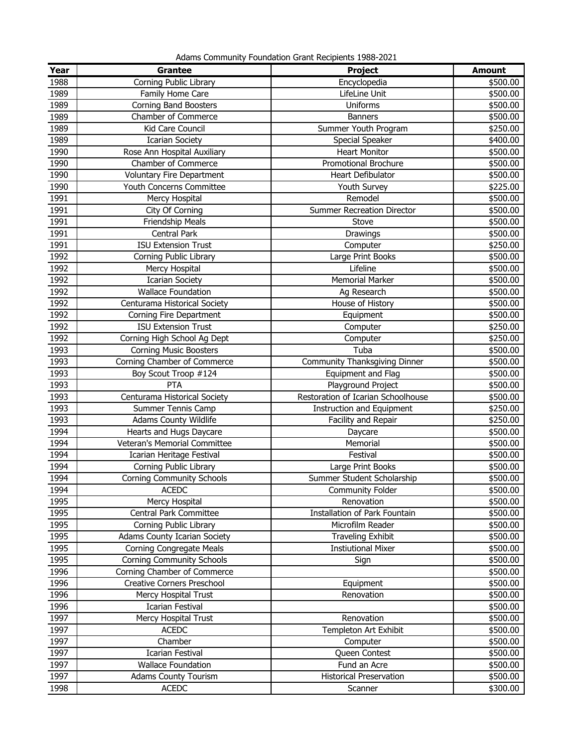Adams Community Foundation Grant Recipients 1988-2021

| Year | Grantee | Project | Amount |
|---|---|---|---|
| 1988 | Corning Public Library | Encyclopedia | $500.00 |
| 1989 | Family Home Care | LifeLine Unit | $500.00 |
| 1989 | Corning Band Boosters | Uniforms | $500.00 |
| 1989 | Chamber of Commerce | Banners | $500.00 |
| 1989 | Kid Care Council | Summer Youth Program | $250.00 |
| 1989 | Icarian Society | Special Speaker | $400.00 |
| 1990 | Rose Ann Hospital Auxiliary | Heart Monitor | $500.00 |
| 1990 | Chamber of Commerce | Promotional Brochure | $500.00 |
| 1990 | Voluntary Fire Department | Heart Defibulator | $500.00 |
| 1990 | Youth Concerns Committee | Youth Survey | $225.00 |
| 1991 | Mercy Hospital | Remodel | $500.00 |
| 1991 | City Of Corning | Summer Recreation Director | $500.00 |
| 1991 | Friendship Meals | Stove | $500.00 |
| 1991 | Central Park | Drawings | $500.00 |
| 1991 | ISU Extension Trust | Computer | $250.00 |
| 1992 | Corning Public Library | Large Print Books | $500.00 |
| 1992 | Mercy Hospital | Lifeline | $500.00 |
| 1992 | Icarian Society | Memorial Marker | $500.00 |
| 1992 | Wallace Foundation | Ag Research | $500.00 |
| 1992 | Centurama Historical Society | House of History | $500.00 |
| 1992 | Corning Fire Department | Equipment | $500.00 |
| 1992 | ISU Extension Trust | Computer | $250.00 |
| 1992 | Corning High School Ag Dept | Computer | $250.00 |
| 1993 | Corning Music Boosters | Tuba | $500.00 |
| 1993 | Corning Chamber of Commerce | Community Thanksgiving Dinner | $500.00 |
| 1993 | Boy Scout Troop #124 | Equipment and Flag | $500.00 |
| 1993 | PTA | Playground Project | $500.00 |
| 1993 | Centurama Historical Society | Restoration of Icarian Schoolhouse | $500.00 |
| 1993 | Summer Tennis Camp | Instruction and Equipment | $250.00 |
| 1993 | Adams County Wildlife | Facility and Repair | $250.00 |
| 1994 | Hearts and Hugs Daycare | Daycare | $500.00 |
| 1994 | Veteran's Memorial Committee | Memorial | $500.00 |
| 1994 | Icarian Heritage Festival | Festival | $500.00 |
| 1994 | Corning Public Library | Large Print Books | $500.00 |
| 1994 | Corning Community Schools | Summer Student Scholarship | $500.00 |
| 1994 | ACEDC | Community Folder | $500.00 |
| 1995 | Mercy Hospital | Renovation | $500.00 |
| 1995 | Central Park Committee | Installation of Park Fountain | $500.00 |
| 1995 | Corning Public Library | Microfilm Reader | $500.00 |
| 1995 | Adams County Icarian Society | Traveling Exhibit | $500.00 |
| 1995 | Corning Congregate Meals | Instiutional Mixer | $500.00 |
| 1995 | Corning Community Schools | Sign | $500.00 |
| 1996 | Corning Chamber of Commerce | | $500.00 |
| 1996 | Creative Corners Preschool | Equipment | $500.00 |
| 1996 | Mercy Hospital Trust | Renovation | $500.00 |
| 1996 | Icarian Festival | | $500.00 |
| 1997 | Mercy Hospital Trust | Renovation | $500.00 |
| 1997 | ACEDC | Templeton Art Exhibit | $500.00 |
| 1997 | Chamber | Computer | $500.00 |
| 1997 | Icarian Festival | Queen Contest | $500.00 |
| 1997 | Wallace Foundation | Fund an Acre | $500.00 |
| 1997 | Adams County Tourism | Historical Preservation | $500.00 |
| 1998 | ACEDC | Scanner | $300.00 |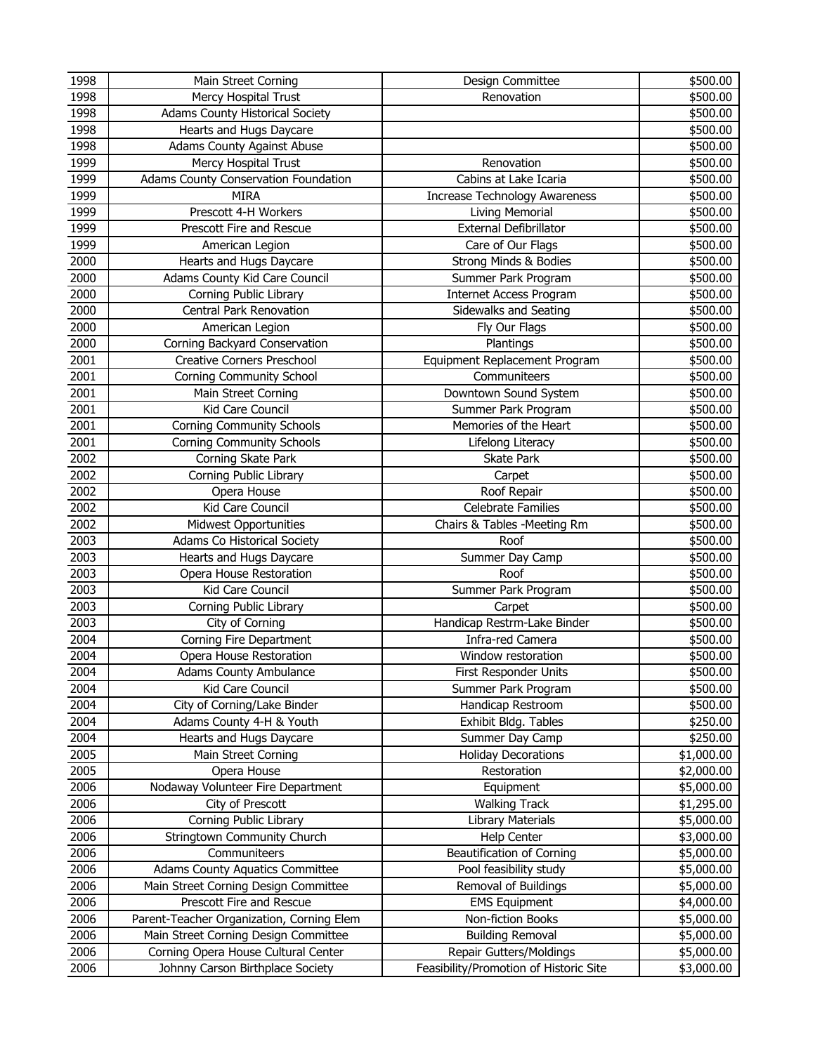| | | | |
|---|---|---|---|
| 1998 | Main Street Corning | Design Committee | $500.00 |
| 1998 | Mercy Hospital Trust | Renovation | $500.00 |
| 1998 | Adams County Historical Society | | $500.00 |
| 1998 | Hearts and Hugs Daycare | | $500.00 |
| 1998 | Adams County Against Abuse | | $500.00 |
| 1999 | Mercy Hospital Trust | Renovation | $500.00 |
| 1999 | Adams County Conservation Foundation | Cabins at Lake Icaria | $500.00 |
| 1999 | MIRA | Increase Technology Awareness | $500.00 |
| 1999 | Prescott 4-H Workers | Living Memorial | $500.00 |
| 1999 | Prescott Fire and Rescue | External Defibrillator | $500.00 |
| 1999 | American Legion | Care of Our Flags | $500.00 |
| 2000 | Hearts and Hugs Daycare | Strong Minds & Bodies | $500.00 |
| 2000 | Adams County Kid Care Council | Summer Park Program | $500.00 |
| 2000 | Corning Public Library | Internet Access Program | $500.00 |
| 2000 | Central Park Renovation | Sidewalks and Seating | $500.00 |
| 2000 | American Legion | Fly Our Flags | $500.00 |
| 2000 | Corning Backyard Conservation | Plantings | $500.00 |
| 2001 | Creative Corners Preschool | Equipment Replacement Program | $500.00 |
| 2001 | Corning Community School | Communiteers | $500.00 |
| 2001 | Main Street Corning | Downtown Sound System | $500.00 |
| 2001 | Kid Care Council | Summer Park Program | $500.00 |
| 2001 | Corning Community Schools | Memories of the Heart | $500.00 |
| 2001 | Corning Community Schools | Lifelong Literacy | $500.00 |
| 2002 | Corning Skate Park | Skate Park | $500.00 |
| 2002 | Corning Public Library | Carpet | $500.00 |
| 2002 | Opera House | Roof Repair | $500.00 |
| 2002 | Kid Care Council | Celebrate Families | $500.00 |
| 2002 | Midwest Opportunities | Chairs & Tables -Meeting Rm | $500.00 |
| 2003 | Adams Co Historical Society | Roof | $500.00 |
| 2003 | Hearts and Hugs Daycare | Summer Day Camp | $500.00 |
| 2003 | Opera House Restoration | Roof | $500.00 |
| 2003 | Kid Care Council | Summer Park Program | $500.00 |
| 2003 | Corning Public Library | Carpet | $500.00 |
| 2003 | City of Corning | Handicap Restrm-Lake Binder | $500.00 |
| 2004 | Corning Fire Department | Infra-red Camera | $500.00 |
| 2004 | Opera House Restoration | Window restoration | $500.00 |
| 2004 | Adams County Ambulance | First Responder Units | $500.00 |
| 2004 | Kid Care Council | Summer Park Program | $500.00 |
| 2004 | City of Corning/Lake Binder | Handicap Restroom | $500.00 |
| 2004 | Adams County 4-H & Youth | Exhibit Bldg. Tables | $250.00 |
| 2004 | Hearts and Hugs Daycare | Summer Day Camp | $250.00 |
| 2005 | Main Street Corning | Holiday Decorations | $1,000.00 |
| 2005 | Opera House | Restoration | $2,000.00 |
| 2006 | Nodaway Volunteer Fire Department | Equipment | $5,000.00 |
| 2006 | City of Prescott | Walking Track | $1,295.00 |
| 2006 | Corning Public Library | Library Materials | $5,000.00 |
| 2006 | Stringtown Community Church | Help Center | $3,000.00 |
| 2006 | Communiteers | Beautification of Corning | $5,000.00 |
| 2006 | Adams County Aquatics Committee | Pool feasibility study | $5,000.00 |
| 2006 | Main Street Corning Design Committee | Removal of Buildings | $5,000.00 |
| 2006 | Prescott Fire and Rescue | EMS Equipment | $4,000.00 |
| 2006 | Parent-Teacher Organization, Corning Elem | Non-fiction Books | $5,000.00 |
| 2006 | Main Street Corning Design Committee | Building Removal | $5,000.00 |
| 2006 | Corning Opera House Cultural Center | Repair Gutters/Moldings | $5,000.00 |
| 2006 | Johnny Carson Birthplace Society | Feasibility/Promotion of Historic Site | $3,000.00 |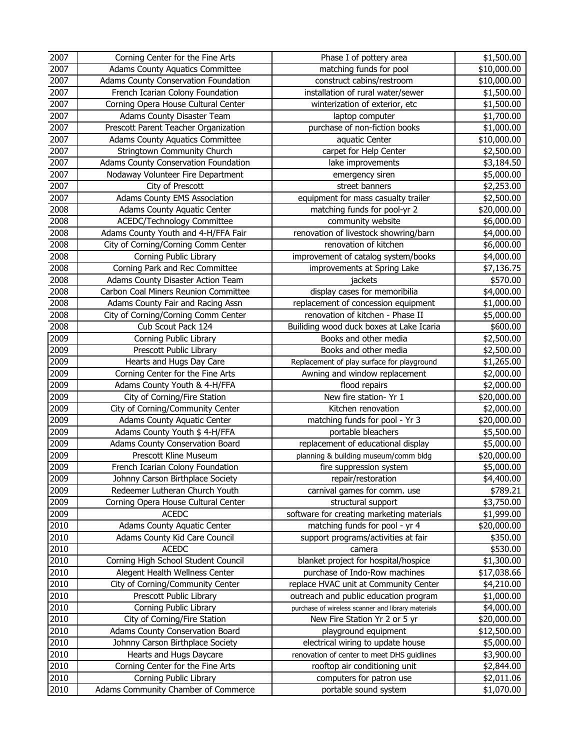| 2007 | Corning Center for the Fine Arts | Phase I of pottery area | $1,500.00 |
|---|---|---|---|
| 2007 | Adams County Aquatics Committee | matching funds for pool | $10,000.00 |
| 2007 | Adams County Conservation Foundation | construct cabins/restroom | $10,000.00 |
| 2007 | French Icarian Colony Foundation | installation of rural water/sewer | $1,500.00 |
| 2007 | Corning Opera House Cultural Center | winterization of exterior, etc | $1,500.00 |
| 2007 | Adams County Disaster Team | laptop computer | $1,700.00 |
| 2007 | Prescott Parent Teacher Organization | purchase of non-fiction books | $1,000.00 |
| 2007 | Adams County Aquatics Committee | aquatic Center | $10,000.00 |
| 2007 | Stringtown Community Church | carpet for Help Center | $2,500.00 |
| 2007 | Adams County Conservation Foundation | lake improvements | $3,184.50 |
| 2007 | Nodaway Volunteer Fire Department | emergency siren | $5,000.00 |
| 2007 | City of Prescott | street banners | $2,253.00 |
| 2007 | Adams County EMS Association | equipment for mass casualty trailer | $2,500.00 |
| 2008 | Adams County Aquatic Center | matching funds for pool-yr 2 | $20,000.00 |
| 2008 | ACEDC/Technology Committee | community website | $6,000.00 |
| 2008 | Adams County Youth and 4-H/FFA Fair | renovation of livestock showring/barn | $4,000.00 |
| 2008 | City of Corning/Corning Comm Center | renovation of kitchen | $6,000.00 |
| 2008 | Corning Public Library | improvement of catalog system/books | $4,000.00 |
| 2008 | Corning Park and Rec Committee | improvements at Spring Lake | $7,136.75 |
| 2008 | Adams County Disaster Action Team | jackets | $570.00 |
| 2008 | Carbon Coal Miners Reunion Committee | display cases for memoribilia | $4,000.00 |
| 2008 | Adams County Fair and Racing Assn | replacement of concession equipment | $1,000.00 |
| 2008 | City of Corning/Corning Comm Center | renovation of kitchen - Phase II | $5,000.00 |
| 2008 | Cub Scout Pack 124 | Builiding wood duck boxes at Lake Icaria | $600.00 |
| 2009 | Corning Public Library | Books and other media | $2,500.00 |
| 2009 | Prescott Public Library | Books and other media | $2,500.00 |
| 2009 | Hearts and Hugs Day Care | Replacement of play surface for playground | $1,265.00 |
| 2009 | Corning Center for the Fine Arts | Awning and window replacement | $2,000.00 |
| 2009 | Adams County Youth & 4-H/FFA | flood repairs | $2,000.00 |
| 2009 | City of Corning/Fire Station | New fire station- Yr 1 | $20,000.00 |
| 2009 | City of Corning/Community Center | Kitchen renovation | $2,000.00 |
| 2009 | Adams County Aquatic Center | matching funds for pool - Yr 3 | $20,000.00 |
| 2009 | Adams County Youth $ 4-H/FFA | portable bleachers | $5,500.00 |
| 2009 | Adams County Conservation Board | replacement of educational display | $5,000.00 |
| 2009 | Prescott Kline Museum | planning & building museum/comm bldg | $20,000.00 |
| 2009 | French Icarian Colony Foundation | fire suppression system | $5,000.00 |
| 2009 | Johnny Carson Birthplace Society | repair/restoration | $4,400.00 |
| 2009 | Redeemer Lutheran Church Youth | carnival games for comm. use | $789.21 |
| 2009 | Corning Opera House Cultural Center | structural support | $3,750.00 |
| 2009 | ACEDC | software for creating marketing materials | $1,999.00 |
| 2010 | Adams County Aquatic Center | matching funds for pool - yr 4 | $20,000.00 |
| 2010 | Adams County Kid Care Council | support programs/activities at fair | $350.00 |
| 2010 | ACEDC | camera | $530.00 |
| 2010 | Corning High School Student Council | blanket project for hospital/hospice | $1,300.00 |
| 2010 | Alegent Health Wellness Center | purchase of Indo-Row machines | $17,038.66 |
| 2010 | City of Corning/Community Center | replace HVAC unit at Community Center | $4,210.00 |
| 2010 | Prescott Public Library | outreach and public education program | $1,000.00 |
| 2010 | Corning Public Library | purchase of wireless scanner and library materials | $4,000.00 |
| 2010 | City of Corning/Fire Station | New Fire Station Yr 2 or 5 yr | $20,000.00 |
| 2010 | Adams County Conservation Board | playground equipment | $12,500.00 |
| 2010 | Johnny Carson Birthplace Society | electrical wiring to update house | $5,000.00 |
| 2010 | Hearts and Hugs Daycare | renovation of center to meet DHS guidlines | $3,900.00 |
| 2010 | Corning Center for the Fine Arts | rooftop air conditioning unit | $2,844.00 |
| 2010 | Corning Public Library | computers for patron use | $2,011.06 |
| 2010 | Adams Community Chamber of Commerce | portable sound system | $1,070.00 |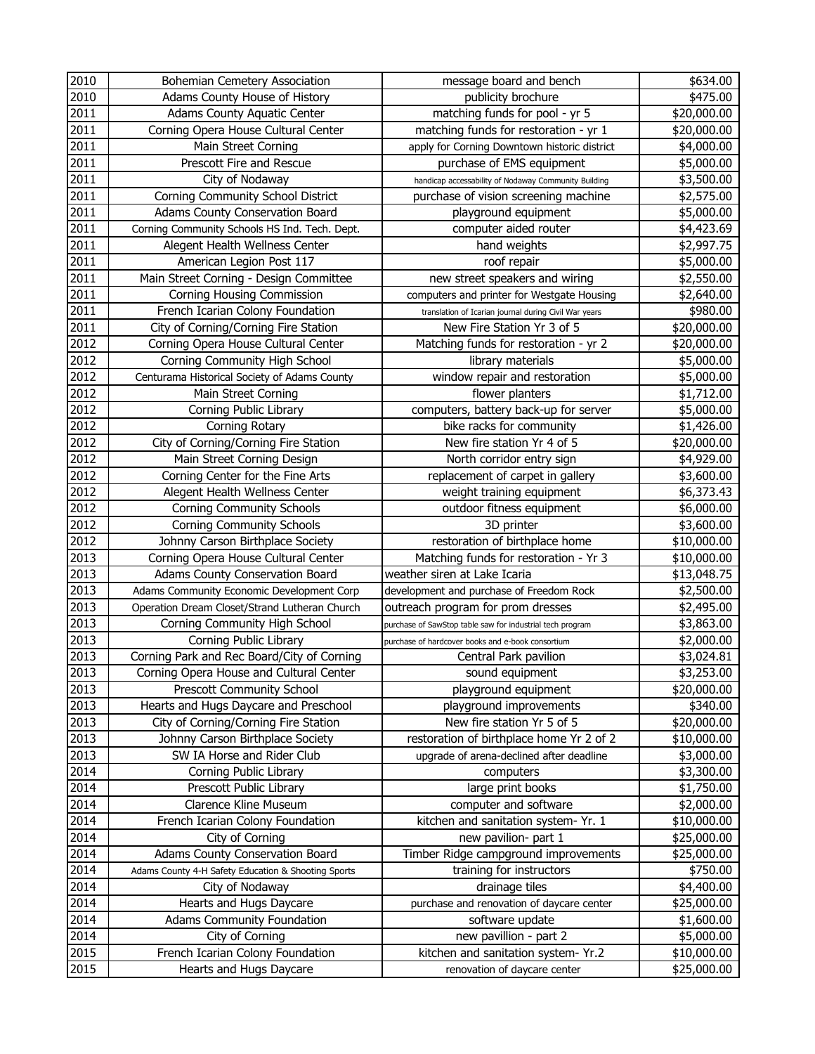| 2010 | Bohemian Cemetery Association | message board and bench | $634.00 |
|---|---|---|---|
| 2010 | Adams County House of History | publicity brochure | $475.00 |
| 2011 | Adams County Aquatic Center | matching funds for pool - yr 5 | $20,000.00 |
| 2011 | Corning Opera House Cultural Center | matching funds for restoration - yr 1 | $20,000.00 |
| 2011 | Main Street Corning | apply for Corning Downtown historic district | $4,000.00 |
| 2011 | Prescott Fire and Rescue | purchase of EMS equipment | $5,000.00 |
| 2011 | City of Nodaway | handicap accessability of Nodaway Community Building | $3,500.00 |
| 2011 | Corning Community School District | purchase of vision screening machine | $2,575.00 |
| 2011 | Adams County Conservation Board | playground equipment | $5,000.00 |
| 2011 | Corning Community Schools HS Ind. Tech. Dept. | computer aided router | $4,423.69 |
| 2011 | Alegent Health Wellness Center | hand weights | $2,997.75 |
| 2011 | American Legion Post 117 | roof repair | $5,000.00 |
| 2011 | Main Street Corning - Design Committee | new street speakers and wiring | $2,550.00 |
| 2011 | Corning Housing Commission | computers and printer for Westgate Housing | $2,640.00 |
| 2011 | French Icarian Colony Foundation | translation of Icarian journal during Civil War years | $980.00 |
| 2011 | City of Corning/Corning Fire Station | New Fire Station Yr 3 of 5 | $20,000.00 |
| 2012 | Corning Opera House Cultural Center | Matching funds for restoration - yr 2 | $20,000.00 |
| 2012 | Corning Community High School | library materials | $5,000.00 |
| 2012 | Centurama Historical Society of Adams County | window repair and restoration | $5,000.00 |
| 2012 | Main Street Corning | flower planters | $1,712.00 |
| 2012 | Corning Public Library | computers, battery back-up for server | $5,000.00 |
| 2012 | Corning Rotary | bike racks for community | $1,426.00 |
| 2012 | City of Corning/Corning Fire Station | New fire station Yr 4 of 5 | $20,000.00 |
| 2012 | Main Street Corning Design | North corridor entry sign | $4,929.00 |
| 2012 | Corning Center for the Fine Arts | replacement of carpet in gallery | $3,600.00 |
| 2012 | Alegent Health Wellness Center | weight training equipment | $6,373.43 |
| 2012 | Corning Community Schools | outdoor fitness equipment | $6,000.00 |
| 2012 | Corning Community Schools | 3D printer | $3,600.00 |
| 2012 | Johnny Carson Birthplace Society | restoration of birthplace home | $10,000.00 |
| 2013 | Corning Opera House Cultural Center | Matching funds for restoration - Yr 3 | $10,000.00 |
| 2013 | Adams County Conservation Board | weather siren at Lake Icaria | $13,048.75 |
| 2013 | Adams Community Economic Development Corp | development and purchase of Freedom Rock | $2,500.00 |
| 2013 | Operation Dream Closet/Strand Lutheran Church | outreach program for prom dresses | $2,495.00 |
| 2013 | Corning Community High School | purchase of SawStop table saw for industrial tech program | $3,863.00 |
| 2013 | Corning Public Library | purchase of hardcover books and e-book consortium | $2,000.00 |
| 2013 | Corning Park and Rec Board/City of Corning | Central Park pavilion | $3,024.81 |
| 2013 | Corning Opera House and Cultural Center | sound equipment | $3,253.00 |
| 2013 | Prescott Community School | playground equipment | $20,000.00 |
| 2013 | Hearts and Hugs Daycare and Preschool | playground improvements | $340.00 |
| 2013 | City of Corning/Corning Fire Station | New fire station Yr 5 of 5 | $20,000.00 |
| 2013 | Johnny Carson Birthplace Society | restoration of birthplace home Yr 2 of 2 | $10,000.00 |
| 2013 | SW IA Horse and Rider Club | upgrade of arena-declined after deadline | $3,000.00 |
| 2014 | Corning Public Library | computers | $3,300.00 |
| 2014 | Prescott Public Library | large print books | $1,750.00 |
| 2014 | Clarence Kline Museum | computer and software | $2,000.00 |
| 2014 | French Icarian Colony Foundation | kitchen and sanitation system- Yr. 1 | $10,000.00 |
| 2014 | City of Corning | new pavilion- part 1 | $25,000.00 |
| 2014 | Adams County Conservation Board | Timber Ridge campground improvements | $25,000.00 |
| 2014 | Adams County 4-H Safety Education & Shooting Sports | training for instructors | $750.00 |
| 2014 | City of Nodaway | drainage tiles | $4,400.00 |
| 2014 | Hearts and Hugs Daycare | purchase and renovation of daycare center | $25,000.00 |
| 2014 | Adams Community Foundation | software update | $1,600.00 |
| 2014 | City of Corning | new pavillion - part 2 | $5,000.00 |
| 2015 | French Icarian Colony Foundation | kitchen and sanitation system- Yr.2 | $10,000.00 |
| 2015 | Hearts and Hugs Daycare | renovation of daycare center | $25,000.00 |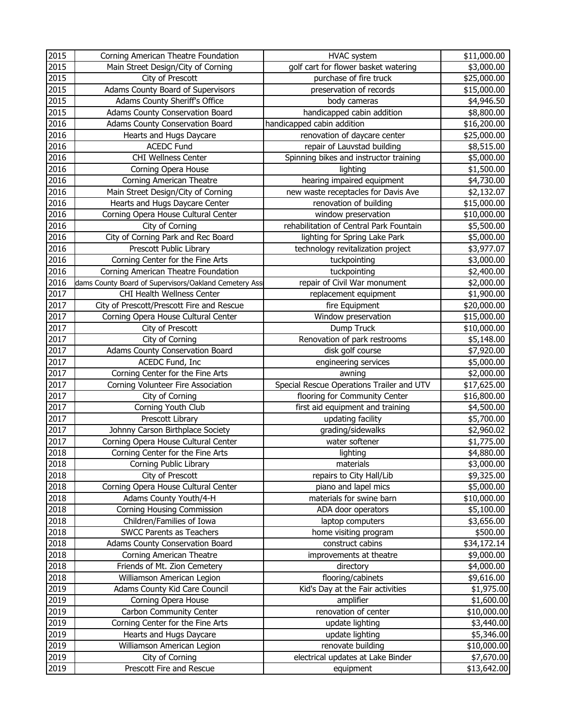| 2015 | Corning American Theatre Foundation | HVAC system | $11,000.00 |
|---|---|---|---|
| 2015 | Main Street Design/City of Corning | golf cart for flower basket watering | $3,000.00 |
| 2015 | City of Prescott | purchase of fire truck | $25,000.00 |
| 2015 | Adams County Board of Supervisors | preservation of records | $15,000.00 |
| 2015 | Adams County Sheriff's Office | body cameras | $4,946.50 |
| 2015 | Adams County Conservation Board | handicapped cabin addition | $8,800.00 |
| 2016 | Adams County Conservation Board | handicapped cabin addition | $16,200.00 |
| 2016 | Hearts and Hugs Daycare | renovation of daycare center | $25,000.00 |
| 2016 | ACEDC Fund | repair of Lauvstad building | $8,515.00 |
| 2016 | CHI Wellness Center | Spinning bikes and instructor training | $5,000.00 |
| 2016 | Corning Opera House | lighting | $1,500.00 |
| 2016 | Corning American Theatre | hearing impaired equipment | $4,730.00 |
| 2016 | Main Street Design/City of Corning | new waste receptacles for Davis Ave | $2,132.07 |
| 2016 | Hearts and Hugs Daycare Center | renovation of building | $15,000.00 |
| 2016 | Corning Opera House Cultural Center | window preservation | $10,000.00 |
| 2016 | City of Corning | rehabilitation of Central Park Fountain | $5,500.00 |
| 2016 | City of Corning Park and Rec Board | lighting for Spring Lake Park | $5,000.00 |
| 2016 | Prescott Public Library | technology revitalization project | $3,977.07 |
| 2016 | Corning Center for the Fine Arts | tuckpointing | $3,000.00 |
| 2016 | Corning American Theatre Foundation | tuckpointing | $2,400.00 |
| 2016 | dams County Board of Supervisors/Oakland Cemetery Ass | repair of Civil War monument | $2,000.00 |
| 2017 | CHI Health Wellness Center | replacement equipment | $1,900.00 |
| 2017 | City of Prescott/Prescott Fire and Rescue | fire Equipment | $20,000.00 |
| 2017 | Corning Opera House Cultural Center | Window preservation | $15,000.00 |
| 2017 | City of Prescott | Dump Truck | $10,000.00 |
| 2017 | City of Corning | Renovation of park restrooms | $5,148.00 |
| 2017 | Adams County Conservation Board | disk golf course | $7,920.00 |
| 2017 | ACEDC Fund, Inc | engineering services | $5,000.00 |
| 2017 | Corning Center for the Fine Arts | awning | $2,000.00 |
| 2017 | Corning Volunteer Fire Association | Special Rescue Operations Trailer and UTV | $17,625.00 |
| 2017 | City of Corning | flooring for Community Center | $16,800.00 |
| 2017 | Corning Youth Club | first aid equipment and training | $4,500.00 |
| 2017 | Prescott Library | updating facility | $5,700.00 |
| 2017 | Johnny Carson Birthplace Society | grading/sidewalks | $2,960.02 |
| 2017 | Corning Opera House Cultural Center | water softener | $1,775.00 |
| 2018 | Corning Center for the Fine Arts | lighting | $4,880.00 |
| 2018 | Corning Public Library | materials | $3,000.00 |
| 2018 | City of Prescott | repairs to City Hall/Lib | $9,325.00 |
| 2018 | Corning Opera House Cultural Center | piano and lapel mics | $5,000.00 |
| 2018 | Adams County Youth/4-H | materials for swine barn | $10,000.00 |
| 2018 | Corning Housing Commission | ADA door operators | $5,100.00 |
| 2018 | Children/Families of Iowa | laptop computers | $3,656.00 |
| 2018 | SWCC Parents as Teachers | home visiting program | $500.00 |
| 2018 | Adams County Conservation Board | construct cabins | $34,172.14 |
| 2018 | Corning American Theatre | improvements at theatre | $9,000.00 |
| 2018 | Friends of Mt. Zion Cemetery | directory | $4,000.00 |
| 2018 | Williamson American Legion | flooring/cabinets | $9,616.00 |
| 2019 | Adams County Kid Care Council | Kid's Day at the Fair activities | $1,975.00 |
| 2019 | Corning Opera House | amplifier | $1,600.00 |
| 2019 | Carbon Community Center | renovation of center | $10,000.00 |
| 2019 | Corning Center for the Fine Arts | update lighting | $3,440.00 |
| 2019 | Hearts and Hugs Daycare | update lighting | $5,346.00 |
| 2019 | Williamson American Legion | renovate building | $10,000.00 |
| 2019 | City of Corning | electrical updates at Lake Binder | $7,670.00 |
| 2019 | Prescott Fire and Rescue | equipment | $13,642.00 |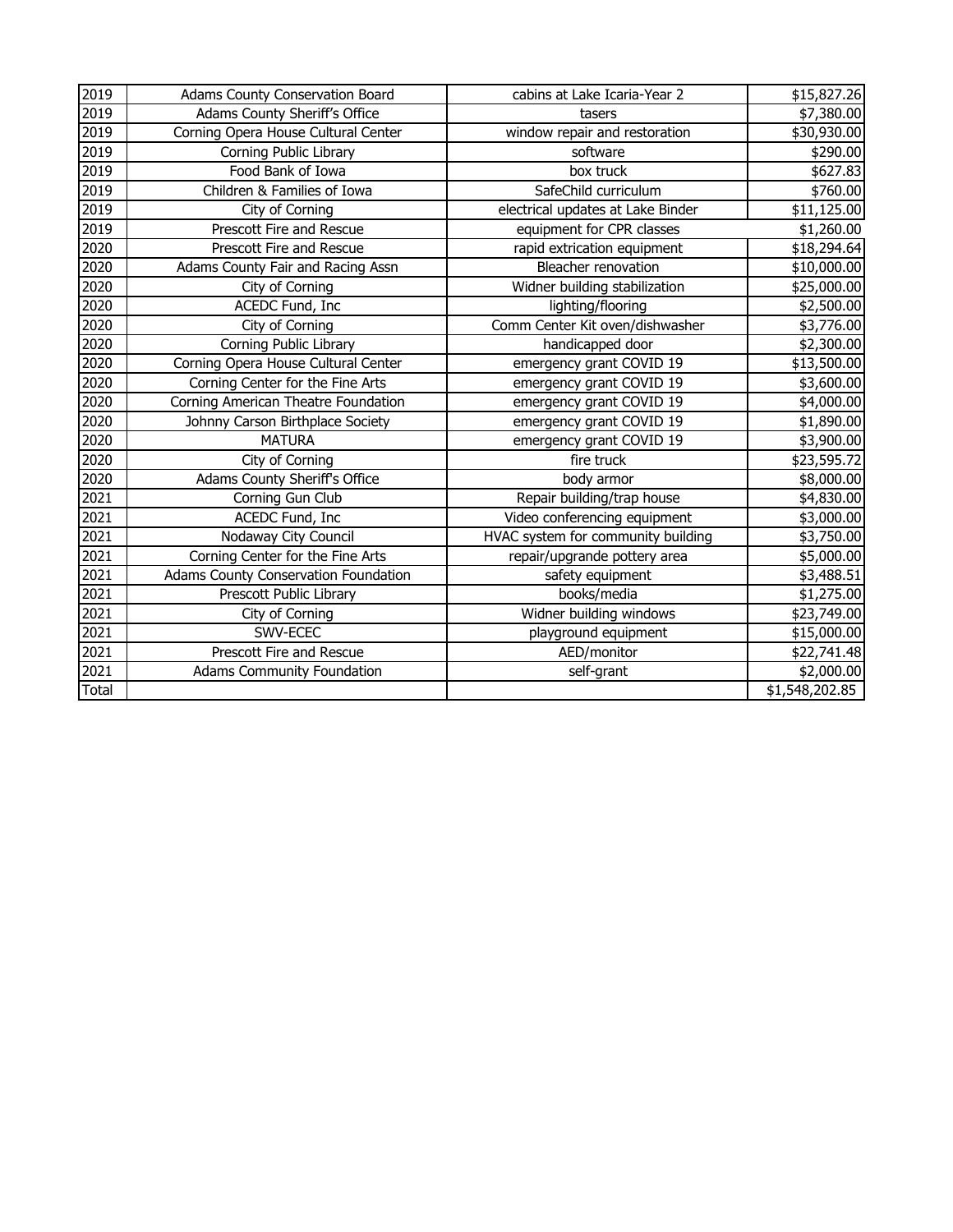| | | | |
|---|---|---|---|
| 2019 | Adams County Conservation Board | cabins at Lake Icaria-Year 2 | $15,827.26 |
| 2019 | Adams County Sheriff's Office | tasers | $7,380.00 |
| 2019 | Corning Opera House Cultural Center | window repair and restoration | $30,930.00 |
| 2019 | Corning Public Library | software | $290.00 |
| 2019 | Food Bank of Iowa | box truck | $627.83 |
| 2019 | Children & Families of Iowa | SafeChild curriculum | $760.00 |
| 2019 | City of Corning | electrical updates at Lake Binder | $11,125.00 |
| 2019 | Prescott Fire and Rescue | equipment for CPR classes | $1,260.00 |
| 2020 | Prescott Fire and Rescue | rapid extrication equipment | $18,294.64 |
| 2020 | Adams County Fair and Racing Assn | Bleacher renovation | $10,000.00 |
| 2020 | City of Corning | Widner building stabilization | $25,000.00 |
| 2020 | ACEDC Fund, Inc | lighting/flooring | $2,500.00 |
| 2020 | City of Corning | Comm Center Kit oven/dishwasher | $3,776.00 |
| 2020 | Corning Public Library | handicapped door | $2,300.00 |
| 2020 | Corning Opera House Cultural Center | emergency grant COVID 19 | $13,500.00 |
| 2020 | Corning Center for the Fine Arts | emergency grant COVID 19 | $3,600.00 |
| 2020 | Corning American Theatre Foundation | emergency grant COVID 19 | $4,000.00 |
| 2020 | Johnny Carson Birthplace Society | emergency grant COVID 19 | $1,890.00 |
| 2020 | MATURA | emergency grant COVID 19 | $3,900.00 |
| 2020 | City of Corning | fire truck | $23,595.72 |
| 2020 | Adams County Sheriff's Office | body armor | $8,000.00 |
| 2021 | Corning Gun Club | Repair building/trap house | $4,830.00 |
| 2021 | ACEDC Fund, Inc | Video conferencing equipment | $3,000.00 |
| 2021 | Nodaway City Council | HVAC system for community building | $3,750.00 |
| 2021 | Corning Center for the Fine Arts | repair/upgrande pottery area | $5,000.00 |
| 2021 | Adams County Conservation Foundation | safety equipment | $3,488.51 |
| 2021 | Prescott Public Library | books/media | $1,275.00 |
| 2021 | City of Corning | Widner building windows | $23,749.00 |
| 2021 | SWV-ECEC | playground equipment | $15,000.00 |
| 2021 | Prescott Fire and Rescue | AED/monitor | $22,741.48 |
| 2021 | Adams Community Foundation | self-grant | $2,000.00 |
| Total | | | $1,548,202.85 |